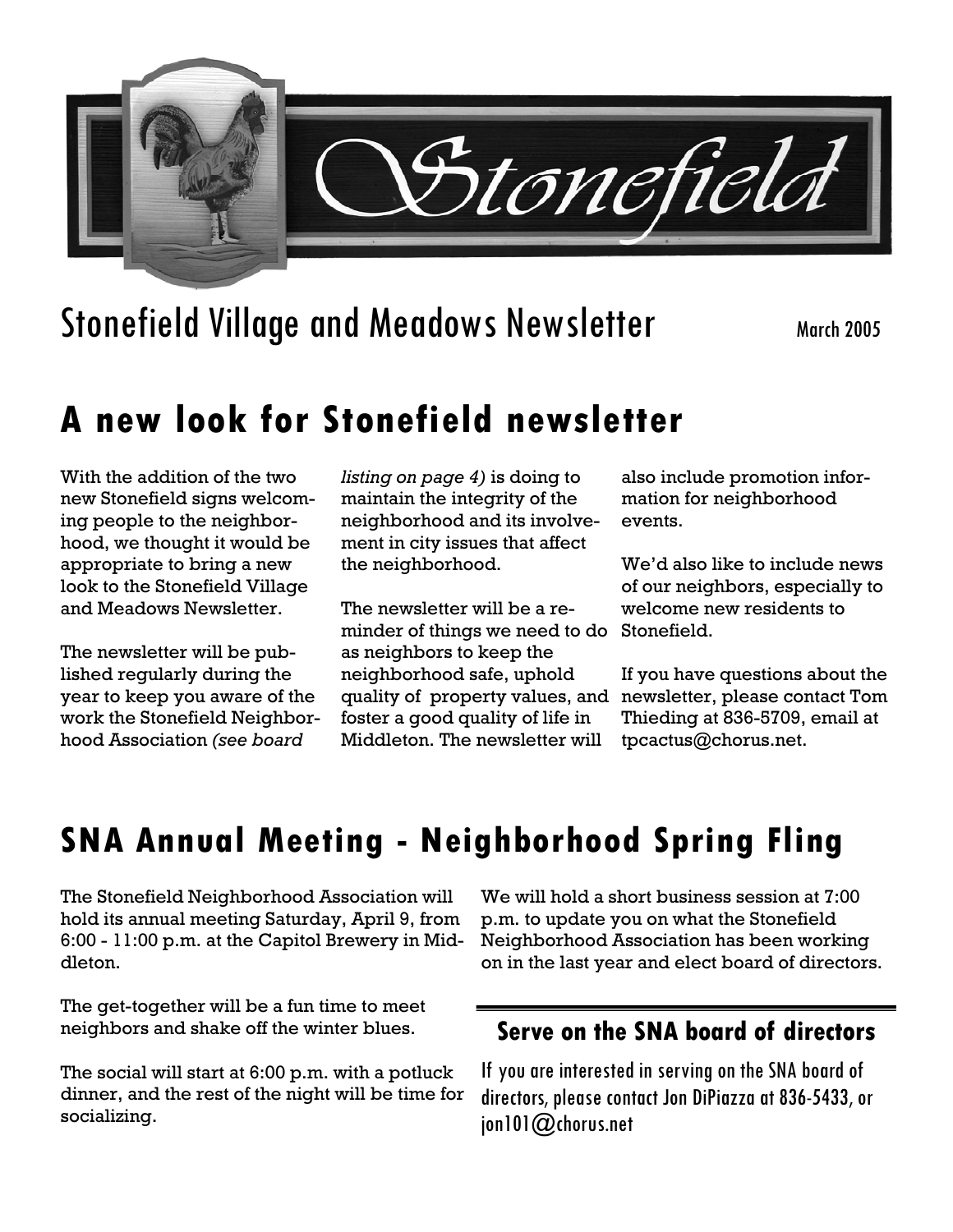# Stonefield

## Stonefield Village and Meadows Newsletter

March 2005

## A new look for Stonefield newsletter

With the addition of the two new Stonefield signs welcoming people to the neighborhood, we thought it would be appropriate to bring a new look to the Stonefield Village and Meadows Newsletter.

The newsletter will be published regularly during the year to keep you aware of the work the Stonefield Neighborhood Association *(see board listing on page 4)* is doing to maintain the integrity of the neighborhood and its involvement in city issues that affect the neighborhood.

The newsletter will be a reminder of things we need to do as neighbors to keep the neighborhood safe, uphold quality of property values, and foster a good quality of life in Middleton. The newsletter will also include promotion information for neighborhood events.

We'd also like to include news of our neighbors, especially to welcome new residents to Stonefield.

If you have questions about the newsletter, please contact Tom Thieding at 836-5709, email at tpcactus@chorus.net.

## SNA Annual Meeting - Neighborhood Spring Fling

The Stonefield Neighborhood Association will hold its annual meeting Saturday, April 9, from 6:00 - 11:00 p.m. at the Capitol Brewery in Middleton.

The get-together will be a fun time to meet neighbors and shake off the winter blues.

The social will start at 6:00 p.m. with a potluck dinner, and the rest of the night will be time for socializing.

We will hold a short business session at 7:00 p.m. to update you on what the Stonefield Neighborhood Association has been working on in the last year and elect board of directors.

### Serve on the SNA board of directors

If you are interested in serving on the SNA board of directors, please contact Jon DiPiazza at 836-5433, or jon101@chorus.net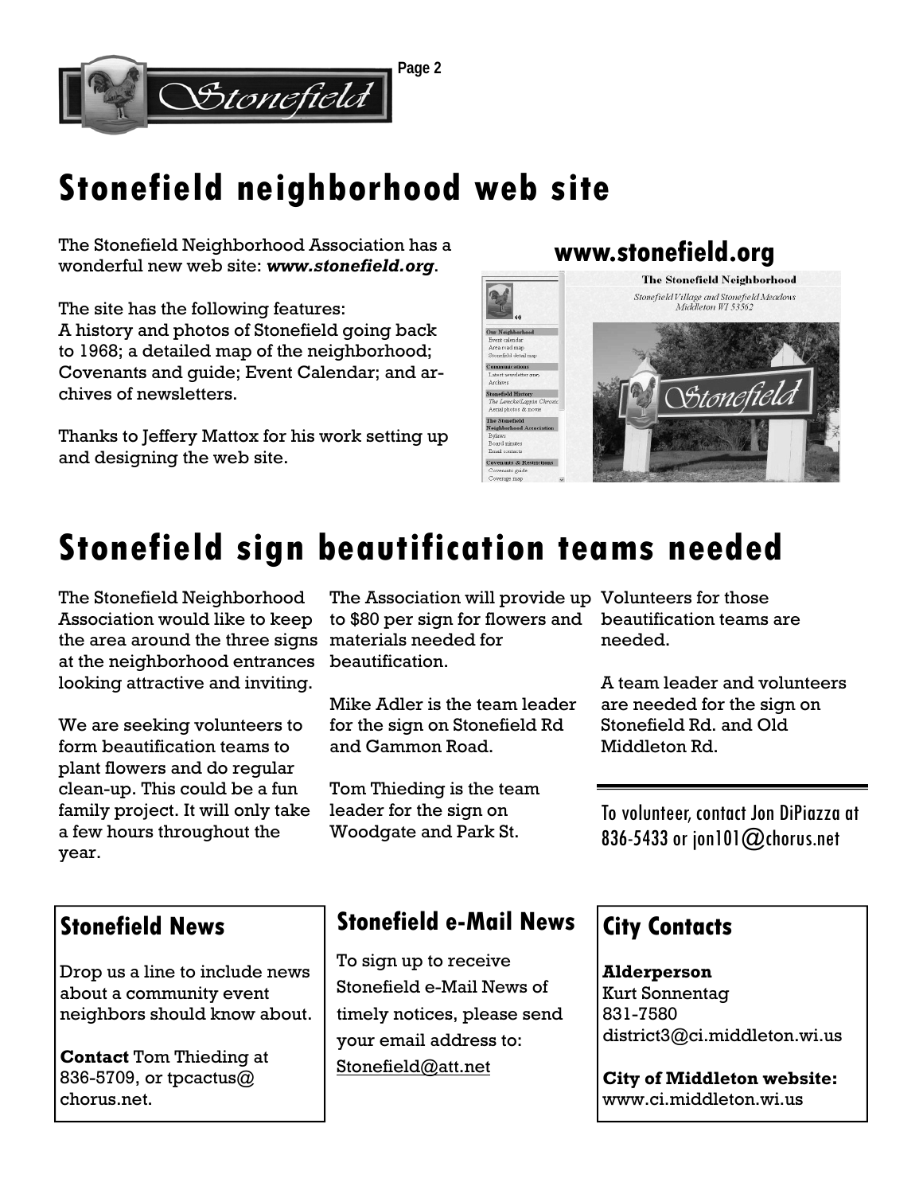# Stonefield neighborhood web site

The Stonefield Neighborhood Association has a wonderful new web site: ***www.stonefield.org***.

The site has the following features:
A history and photos of Stonefield going back to 1968; a detailed map of the neighborhood; Covenants and guide; Event Calendar; and archives of newsletters.

Thanks to Jeffery Mattox for his work setting up and designing the web site.

**www.stonefield.org**

# Stonefield sign beautification teams needed

The Stonefield Neighborhood Association would like to keep the area around the three signs at the neighborhood entrances looking attractive and inviting.

We are seeking volunteers to form beautification teams to plant flowers and do regular clean-up. This could be a fun family project. It will only take a few hours throughout the year.

The Association will provide up to $80 per sign for flowers and materials needed for beautification.

Mike Adler is the team leader for the sign on Stonefield Rd and Gammon Road.

Tom Thieding is the team leader for the sign on Woodgate and Park St.

Volunteers for those beautification teams are needed.

A team leader and volunteers are needed for the sign on Stonefield Rd. and Old Middleton Rd.

To volunteer, contact Jon DiPiazza at 836-5433 or jon101@chorus.net

## Stonefield News

Drop us a line to include news about a community event neighbors should know about.

**Contact** Tom Thieding at 836-5709, or tpcactus@chorus.net.

## Stonefield e-Mail News

To sign up to receive Stonefield e-Mail News of timely notices, please send your email address to: Stonefield@att.net

## City Contacts

**Alderperson**
Kurt Sonnentag
831-7580
district3@ci.middleton.wi.us

**City of Middleton website:**
www.ci.middleton.wi.us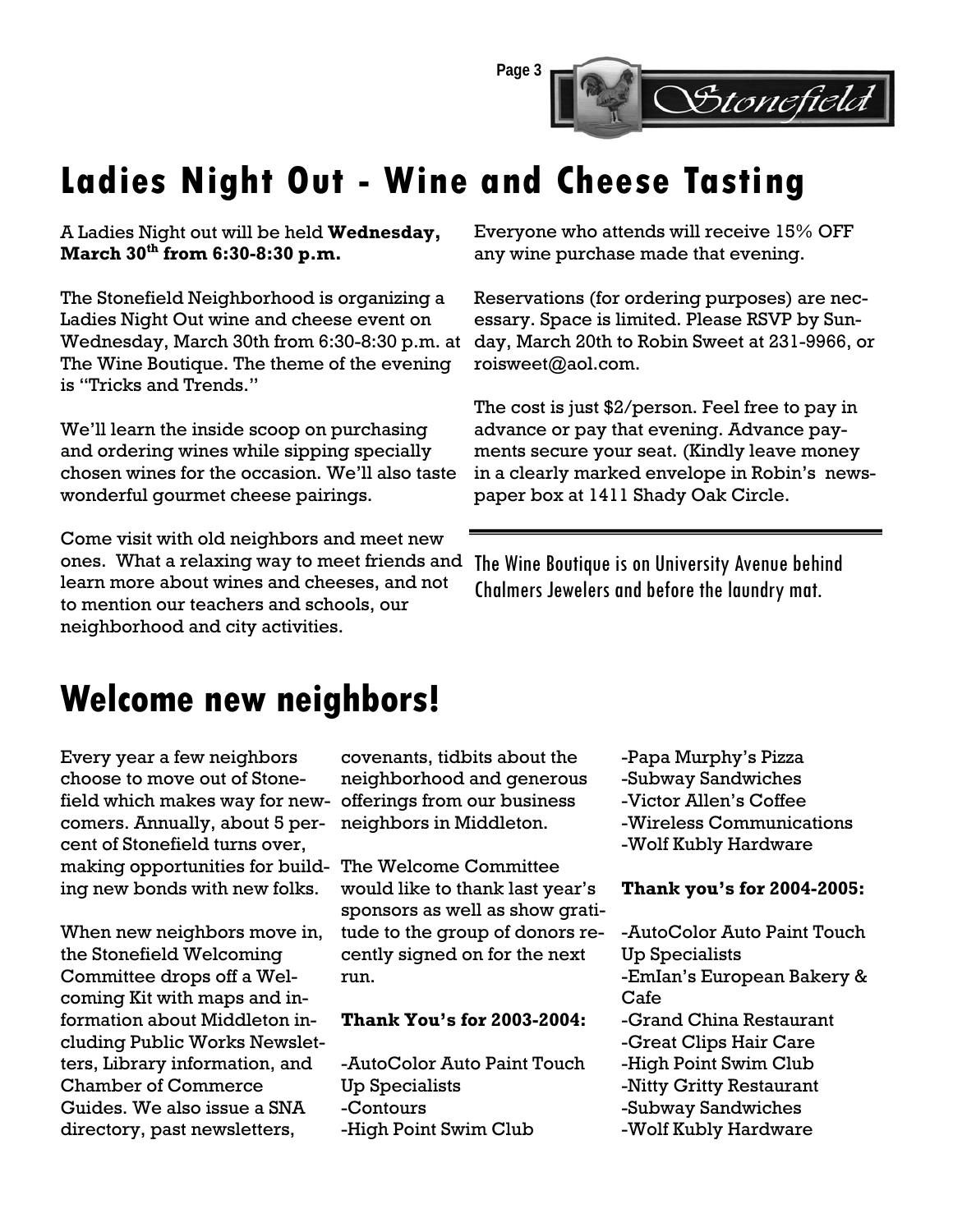# Ladies Night Out - Wine and Cheese Tasting

A Ladies Night out will be held **Wednesday, March 30th from 6:30-8:30 p.m.**

The Stonefield Neighborhood is organizing a Ladies Night Out wine and cheese event on Wednesday, March 30th from 6:30-8:30 p.m. at The Wine Boutique. The theme of the evening is "Tricks and Trends."

We'll learn the inside scoop on purchasing and ordering wines while sipping specially chosen wines for the occasion. We'll also taste wonderful gourmet cheese pairings.

Come visit with old neighbors and meet new ones. What a relaxing way to meet friends and learn more about wines and cheeses, and not to mention our teachers and schools, our neighborhood and city activities.

Everyone who attends will receive 15% OFF any wine purchase made that evening.

Reservations (for ordering purposes) are necessary. Space is limited. Please RSVP by Sunday, March 20th to Robin Sweet at 231-9966, or roisweet@aol.com.

The cost is just $2/person. Feel free to pay in advance or pay that evening. Advance payments secure your seat. (Kindly leave money in a clearly marked envelope in Robin's newspaper box at 1411 Shady Oak Circle.

The Wine Boutique is on University Avenue behind Chalmers Jewelers and before the laundry mat.

# Welcome new neighbors!

Every year a few neighbors choose to move out of Stonefield which makes way for newcomers. Annually, about 5 percent of Stonefield turns over, making opportunities for building new bonds with new folks.

When new neighbors move in, the Stonefield Welcoming Committee drops off a Welcoming Kit with maps and information about Middleton including Public Works Newsletters, Library information, and Chamber of Commerce Guides. We also issue a SNA directory, past newsletters, covenants, tidbits about the neighborhood and generous offerings from our business neighbors in Middleton.

The Welcome Committee would like to thank last year's sponsors as well as show gratitude to the group of donors recently signed on for the next run.

**Thank You's for 2003-2004:**

- AutoColor Auto Paint Touch Up Specialists
- Contours
- High Point Swim Club
- Papa Murphy's Pizza
- Subway Sandwiches
- Victor Allen's Coffee
- Wireless Communications
- Wolf Kubly Hardware

**Thank you's for 2004-2005:**

- AutoColor Auto Paint Touch Up Specialists
- EmIan's European Bakery & Cafe
- Grand China Restaurant
- Great Clips Hair Care
- High Point Swim Club
- Nitty Gritty Restaurant
- Subway Sandwiches
- Wolf Kubly Hardware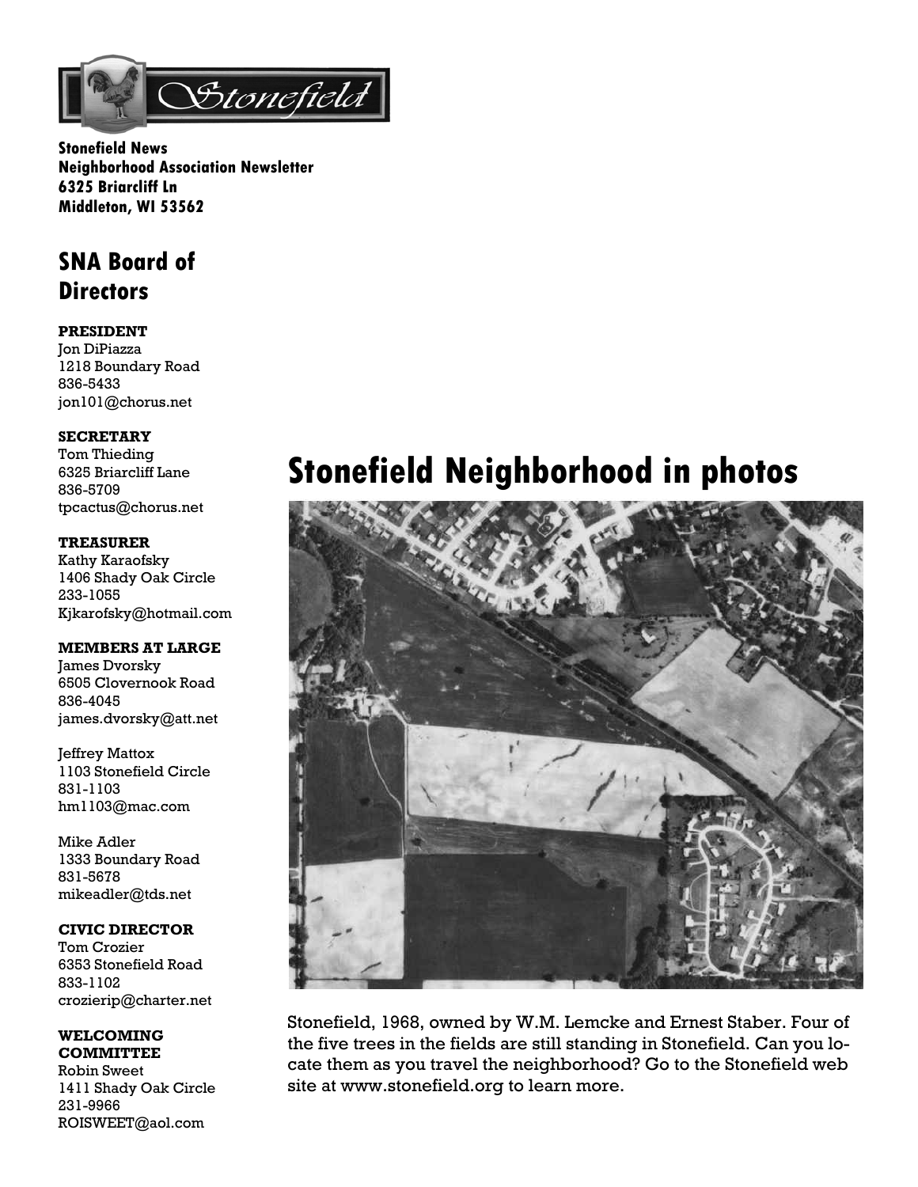Stonefield News
**Neighborhood Association Newsletter**
**6325 Briarcliff Ln**
**Middleton, WI 53562**

## SNA Board of Directors

**PRESIDENT**
Jon DiPiazza
1218 Boundary Road
836-5433
jon101@chorus.net

**SECRETARY**
Tom Thieding
6325 Briarcliff Lane
836-5709
tpcactus@chorus.net

**TREASURER**
Kathy Karaofsky
1406 Shady Oak Circle
233-1055
Kjkarofsky@hotmail.com

**MEMBERS AT LARGE**
James Dvorsky
6505 Clovernook Road
836-4045
james.dvorsky@att.net

Jeffrey Mattox
1103 Stonefield Circle
831-1103
hm1103@mac.com

Mike Adler
1333 Boundary Road
831-5678
mikeadler@tds.net

**CIVIC DIRECTOR**
Tom Crozier
6353 Stonefield Road
833-1102
crozierip@charter.net

**WELCOMING COMMITTEE**
Robin Sweet
1411 Shady Oak Circle
231-9966
ROISWEET@aol.com

# Stonefield Neighborhood in photos

Stonefield, 1968, owned by W.M. Lemcke and Ernest Staber. Four of the five trees in the fields are still standing in Stonefield. Can you locate them as you travel the neighborhood? Go to the Stonefield web site at www.stonefield.org to learn more.